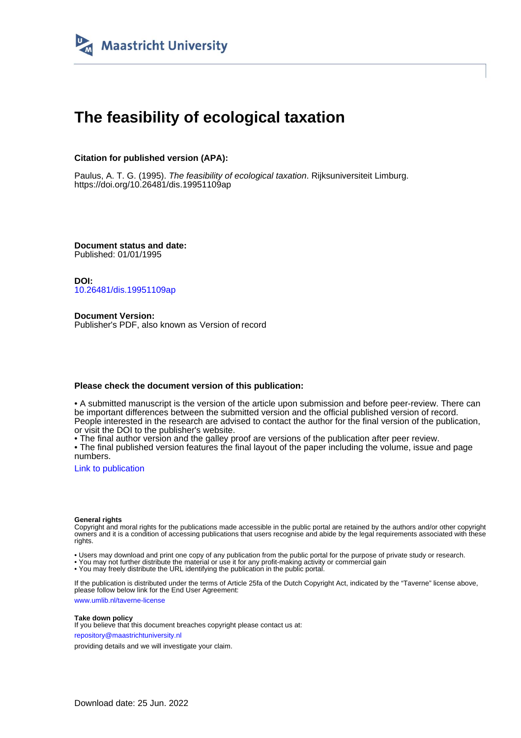Maastricht University

# The feasibility of ecological taxation

### Citation for published version (APA):

Paulus, A. T. G. (1995). *The feasibility of ecological taxation*. Rijksuniversiteit Limburg. https://doi.org/10.26481/dis.19951109ap

**Document status and date:**
Published: 01/01/1995

**DOI:**
10.26481/dis.19951109ap

**Document Version:**
Publisher's PDF, also known as Version of record

### Please check the document version of this publication:

- A submitted manuscript is the version of the article upon submission and before peer-review. There can be important differences between the submitted version and the official published version of record. People interested in the research are advised to contact the author for the final version of the publication, or visit the DOI to the publisher's website.
- The final author version and the galley proof are versions of the publication after peer review.
- The final published version features the final layout of the paper including the volume, issue and page numbers.

Link to publication

**General rights**
Copyright and moral rights for the publications made accessible in the public portal are retained by the authors and/or other copyright owners and it is a condition of accessing publications that users recognise and abide by the legal requirements associated with these rights.

- Users may download and print one copy of any publication from the public portal for the purpose of private study or research.
- You may not further distribute the material or use it for any profit-making activity or commercial gain
- You may freely distribute the URL identifying the publication in the public portal.

If the publication is distributed under the terms of Article 25fa of the Dutch Copyright Act, indicated by the "Taverne" license above, please follow below link for the End User Agreement:

www.umlib.nl/taverne-license

**Take down policy**
If you believe that this document breaches copyright please contact us at:

repository@maastrichtuniversity.nl

providing details and we will investigate your claim.

Download date: 25 Jun. 2022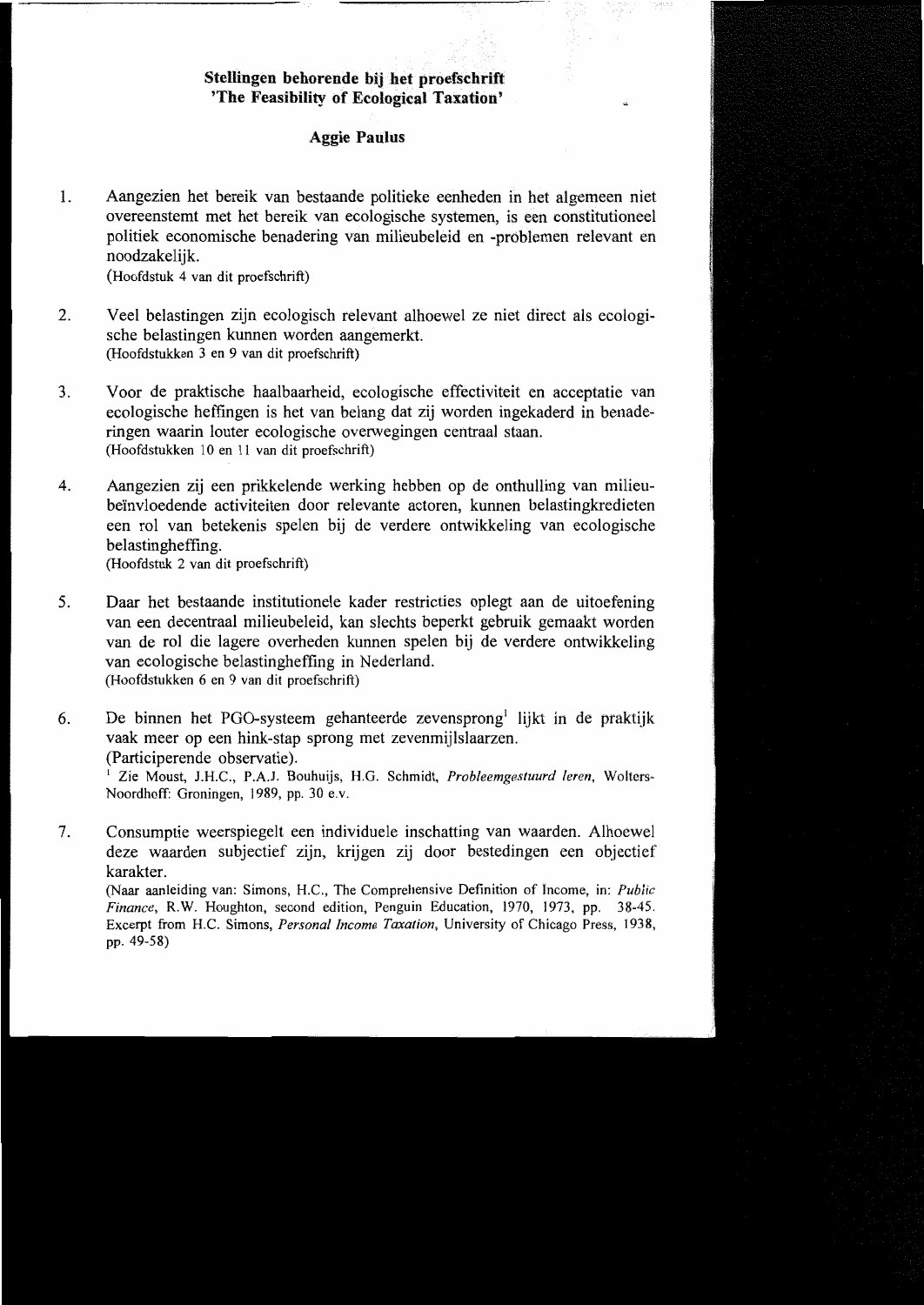**Stellingen behorende bij het proefschrift**
**'The Feasibility of Ecological Taxation'**

**Aggie Paulus**

1. Aangezien het bereik van bestaande politieke eenheden in het algemeen niet overeenstemt met het bereik van ecologische systemen, is een constitutioneel politiek economische benadering van milieubeleid en -problemen relevant en noodzakelijk.
   (Hoofdstuk 4 van dit proefschrift)

2. Veel belastingen zijn ecologisch relevant alhoewel ze niet direct als ecologische belastingen kunnen worden aangemerkt.
   (Hoofdstukken 3 en 9 van dit proefschrift)

3. Voor de praktische haalbaarheid, ecologische effectiviteit en acceptatie van ecologische heffingen is het van belang dat zij worden ingekaderd in benaderingen waarin louter ecologische overwegingen centraal staan.
   (Hoofdstukken 10 en 11 van dit proefschrift)

4. Aangezien zij een prikkelende werking hebben op de onthulling van milieubeïnvloedende activiteiten door relevante actoren, kunnen belastingkredieten een rol van betekenis spelen bij de verdere ontwikkeling van ecologische belastingheffing.
   (Hoofdstuk 2 van dit proefschrift)

5. Daar het bestaande institutionele kader restricties oplegt aan de uitoefening van een decentraal milieubeleid, kan slechts beperkt gebruik gemaakt worden van de rol die lagere overheden kunnen spelen bij de verdere ontwikkeling van ecologische belastingheffing in Nederland.
   (Hoofdstukken 6 en 9 van dit proefschrift)

6. De binnen het PGO-systeem gehanteerde zevensprong[1] lijkt in de praktijk vaak meer op een hink-stap sprong met zevenmijlslaarzen.
   (Participerende observatie).

   [1] Zie Moust, J.H.C., P.A.J. Bouhuijs, H.G. Schmidt, *Probleemgestuurd leren*, Wolters-Noordhoff: Groningen, 1989, pp. 30 e.v.

7. Consumptie weerspiegelt een individuele inschatting van waarden. Alhoewel deze waarden subjectief zijn, krijgen zij door bestedingen een objectief karakter.
   (Naar aanleiding van: Simons, H.C., The Comprehensive Definition of Income, in: *Public Finance*, R.W. Houghton, second edition, Penguin Education, 1970, 1973, pp. 38-45. Excerpt from H.C. Simons, *Personal Income Taxation*, University of Chicago Press, 1938, pp. 49-58)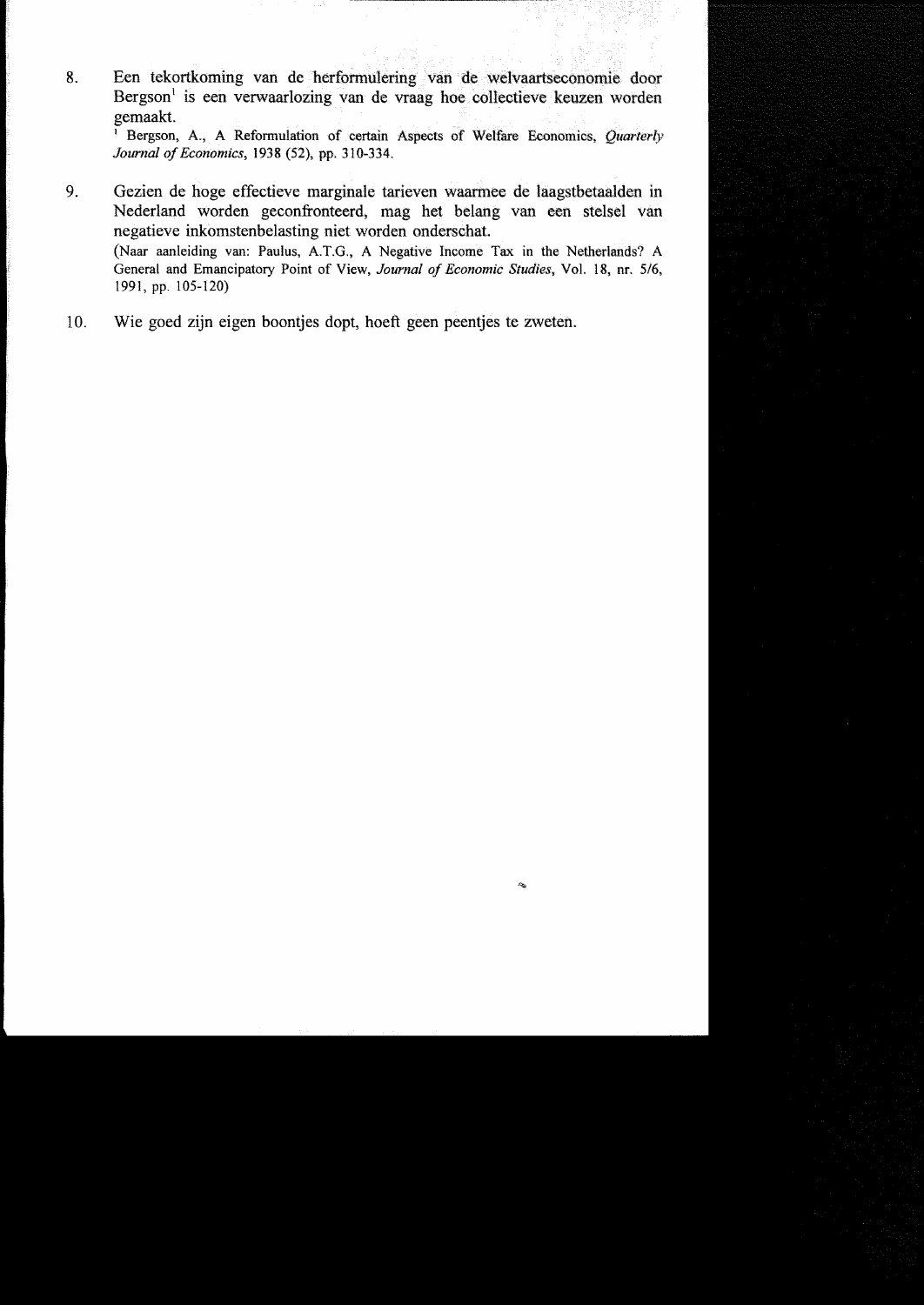8. Een tekortkoming van de herformulering van de welvaartseconomie door Bergson[1] is een verwaarlozing van de vraag hoe collectieve keuzen worden gemaakt.

   [1] Bergson, A., A Reformulation of certain Aspects of Welfare Economics, *Quarterly Journal of Economics*, 1938 (52), pp. 310-334.

9. Gezien de hoge effectieve marginale tarieven waarmee de laagstbetaalden in Nederland worden geconfronteerd, mag het belang van een stelsel van negatieve inkomstenbelasting niet worden onderschat.

   (Naar aanleiding van: Paulus, A.T.G., A Negative Income Tax in the Netherlands? A General and Emancipatory Point of View, *Journal of Economic Studies*, Vol. 18, nr. 5/6, 1991, pp. 105-120)

10. Wie goed zijn eigen boontjes dopt, hoeft geen peentjes te zweten.